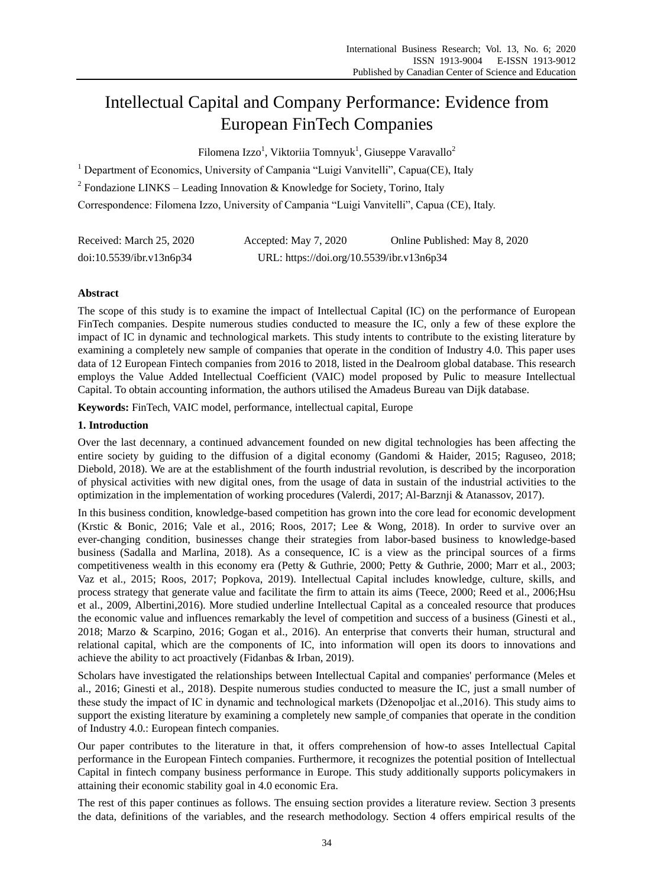# Intellectual Capital and Company Performance: Evidence from European FinTech Companies

Filomena Izzo[1], Viktoriia Tomnyuk[1], Giuseppe Varavallo[2]

[1] Department of Economics, University of Campania "Luigi Vanvitelli", Capua(CE), Italy

[2] Fondazione LINKS – Leading Innovation & Knowledge for Society, Torino, Italy

Correspondence: Filomena Izzo, University of Campania "Luigi Vanvitelli", Capua (CE), Italy.

Received: March 25, 2020     Accepted: May 7, 2020     Online Published: May 8, 2020

doi:10.5539/ibr.v13n6p34     URL: https://doi.org/10.5539/ibr.v13n6p34

## Abstract

The scope of this study is to examine the impact of Intellectual Capital (IC) on the performance of European FinTech companies. Despite numerous studies conducted to measure the IC, only a few of these explore the impact of IC in dynamic and technological markets. This study intents to contribute to the existing literature by examining a completely new sample of companies that operate in the condition of Industry 4.0. This paper uses data of 12 European Fintech companies from 2016 to 2018, listed in the Dealroom global database. This research employs the Value Added Intellectual Coefficient (VAIC) model proposed by Pulic to measure Intellectual Capital. To obtain accounting information, the authors utilised the Amadeus Bureau van Dijk database.

**Keywords:** FinTech, VAIC model, performance, intellectual capital, Europe

## 1. Introduction

Over the last decennary, a continued advancement founded on new digital technologies has been affecting the entire society by guiding to the diffusion of a digital economy (Gandomi & Haider, 2015; Raguseo, 2018; Diebold, 2018). We are at the establishment of the fourth industrial revolution, is described by the incorporation of physical activities with new digital ones, from the usage of data in sustain of the industrial activities to the optimization in the implementation of working procedures (Valerdi, 2017; Al-Barznji & Atanassov, 2017).

In this business condition, knowledge-based competition has grown into the core lead for economic development (Krstic & Bonic, 2016; Vale et al., 2016; Roos, 2017; Lee & Wong, 2018). In order to survive over an ever-changing condition, businesses change their strategies from labor-based business to knowledge-based business (Sadalla and Marlina, 2018). As a consequence, IC is a view as the principal sources of a firms competitiveness wealth in this economy era (Petty & Guthrie, 2000; Petty & Guthrie, 2000; Marr et al., 2003; Vaz et al., 2015; Roos, 2017; Popkova, 2019). Intellectual Capital includes knowledge, culture, skills, and process strategy that generate value and facilitate the firm to attain its aims (Teece, 2000; Reed et al., 2006;Hsu et al., 2009, Albertini,2016). More studied underline Intellectual Capital as a concealed resource that produces the economic value and influences remarkably the level of competition and success of a business (Ginesti et al., 2018; Marzo & Scarpino, 2016; Gogan et al., 2016). An enterprise that converts their human, structural and relational capital, which are the components of IC, into information will open its doors to innovations and achieve the ability to act proactively (Fidanbas & Irban, 2019).

Scholars have investigated the relationships between Intellectual Capital and companies' performance (Meles et al., 2016; Ginesti et al., 2018). Despite numerous studies conducted to measure the IC, just a small number of these study the impact of IC in dynamic and technological markets (Dženopoljac et al.,2016). This study aims to support the existing literature by examining a completely new sample of companies that operate in the condition of Industry 4.0.: European fintech companies.

Our paper contributes to the literature in that, it offers comprehension of how-to asses Intellectual Capital performance in the European Fintech companies. Furthermore, it recognizes the potential position of Intellectual Capital in fintech company business performance in Europe. This study additionally supports policymakers in attaining their economic stability goal in 4.0 economic Era.

The rest of this paper continues as follows. The ensuing section provides a literature review. Section 3 presents the data, definitions of the variables, and the research methodology. Section 4 offers empirical results of the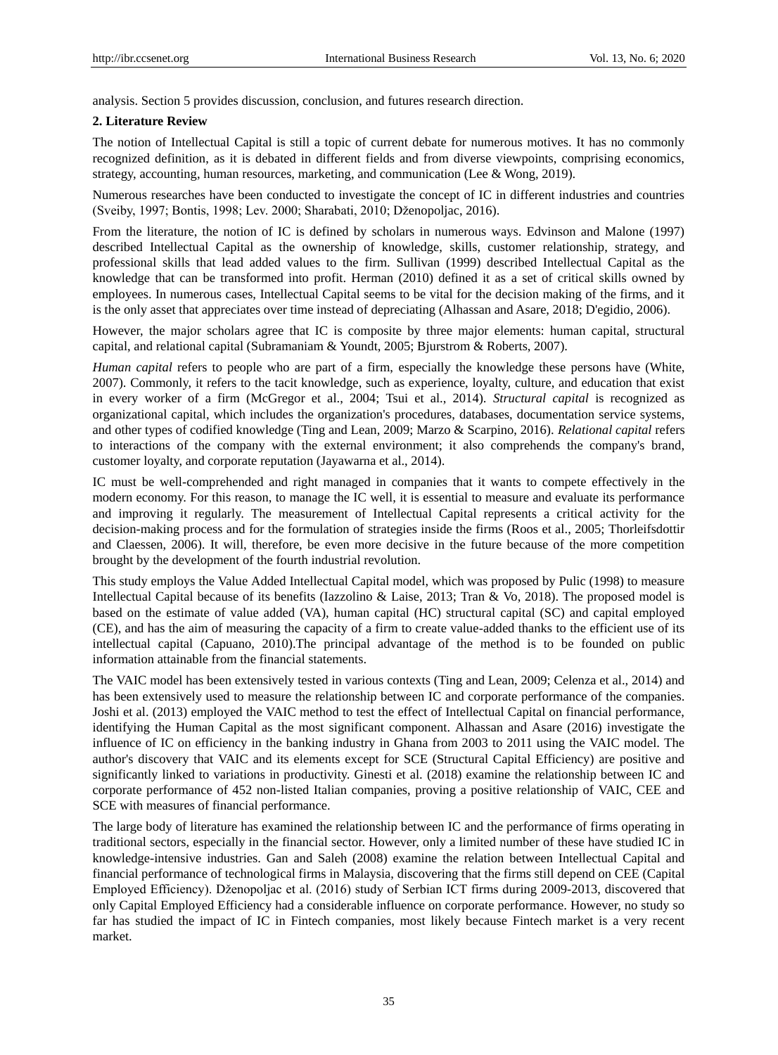analysis. Section 5 provides discussion, conclusion, and futures research direction.

## 2. Literature Review

The notion of Intellectual Capital is still a topic of current debate for numerous motives. It has no commonly recognized definition, as it is debated in different fields and from diverse viewpoints, comprising economics, strategy, accounting, human resources, marketing, and communication (Lee & Wong, 2019).

Numerous researches have been conducted to investigate the concept of IC in different industries and countries (Sveiby, 1997; Bontis, 1998; Lev. 2000; Sharabati, 2010; Dženopoljac, 2016).

From the literature, the notion of IC is defined by scholars in numerous ways. Edvinson and Malone (1997) described Intellectual Capital as the ownership of knowledge, skills, customer relationship, strategy, and professional skills that lead added values to the firm. Sullivan (1999) described Intellectual Capital as the knowledge that can be transformed into profit. Herman (2010) defined it as a set of critical skills owned by employees. In numerous cases, Intellectual Capital seems to be vital for the decision making of the firms, and it is the only asset that appreciates over time instead of depreciating (Alhassan and Asare, 2018; D'egidio, 2006).

However, the major scholars agree that IC is composite by three major elements: human capital, structural capital, and relational capital (Subramaniam & Youndt, 2005; Bjurstrom & Roberts, 2007).

*Human capital* refers to people who are part of a firm, especially the knowledge these persons have (White, 2007). Commonly, it refers to the tacit knowledge, such as experience, loyalty, culture, and education that exist in every worker of a firm (McGregor et al., 2004; Tsui et al., 2014). *Structural capital* is recognized as organizational capital, which includes the organization's procedures, databases, documentation service systems, and other types of codified knowledge (Ting and Lean, 2009; Marzo & Scarpino, 2016). *Relational capital* refers to interactions of the company with the external environment; it also comprehends the company's brand, customer loyalty, and corporate reputation (Jayawarna et al., 2014).

IC must be well-comprehended and right managed in companies that it wants to compete effectively in the modern economy. For this reason, to manage the IC well, it is essential to measure and evaluate its performance and improving it regularly. The measurement of Intellectual Capital represents a critical activity for the decision-making process and for the formulation of strategies inside the firms (Roos et al., 2005; Thorleifsdottir and Claessen, 2006). It will, therefore, be even more decisive in the future because of the more competition brought by the development of the fourth industrial revolution.

This study employs the Value Added Intellectual Capital model, which was proposed by Pulic (1998) to measure Intellectual Capital because of its benefits (Iazzolino & Laise, 2013; Tran & Vo, 2018). The proposed model is based on the estimate of value added (VA), human capital (HC) structural capital (SC) and capital employed (CE), and has the aim of measuring the capacity of a firm to create value-added thanks to the efficient use of its intellectual capital (Capuano, 2010).The principal advantage of the method is to be founded on public information attainable from the financial statements.

The VAIC model has been extensively tested in various contexts (Ting and Lean, 2009; Celenza et al., 2014) and has been extensively used to measure the relationship between IC and corporate performance of the companies. Joshi et al. (2013) employed the VAIC method to test the effect of Intellectual Capital on financial performance, identifying the Human Capital as the most significant component. Alhassan and Asare (2016) investigate the influence of IC on efficiency in the banking industry in Ghana from 2003 to 2011 using the VAIC model. The author's discovery that VAIC and its elements except for SCE (Structural Capital Efficiency) are positive and significantly linked to variations in productivity. Ginesti et al. (2018) examine the relationship between IC and corporate performance of 452 non-listed Italian companies, proving a positive relationship of VAIC, CEE and SCE with measures of financial performance.

The large body of literature has examined the relationship between IC and the performance of firms operating in traditional sectors, especially in the financial sector. However, only a limited number of these have studied IC in knowledge-intensive industries. Gan and Saleh (2008) examine the relation between Intellectual Capital and financial performance of technological firms in Malaysia, discovering that the firms still depend on CEE (Capital Employed Efficiency). Dženopoljac et al. (2016) study of Serbian ICT firms during 2009-2013, discovered that only Capital Employed Efficiency had a considerable influence on corporate performance. However, no study so far has studied the impact of IC in Fintech companies, most likely because Fintech market is a very recent market.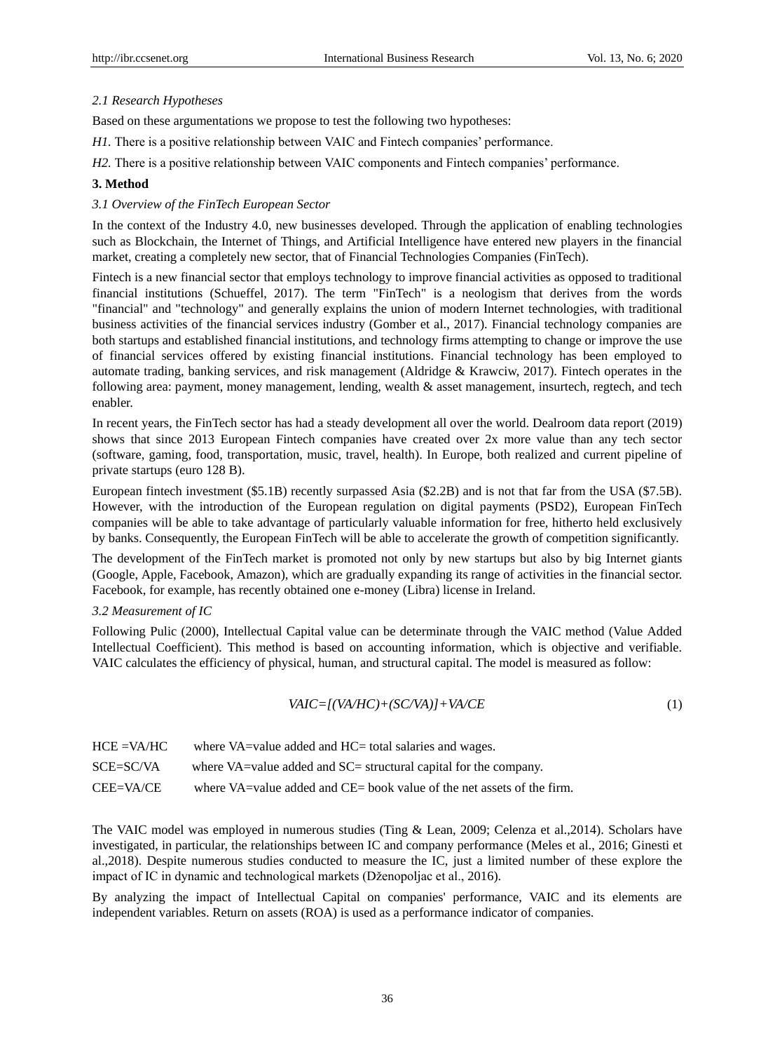### *2.1 Research Hypotheses*

Based on these argumentations we propose to test the following two hypotheses:

*H1.* There is a positive relationship between VAIC and Fintech companies' performance.

*H2.* There is a positive relationship between VAIC components and Fintech companies' performance.

## 3. Method

### *3.1 Overview of the FinTech European Sector*

In the context of the Industry 4.0, new businesses developed. Through the application of enabling technologies such as Blockchain, the Internet of Things, and Artificial Intelligence have entered new players in the financial market, creating a completely new sector, that of Financial Technologies Companies (FinTech).

Fintech is a new financial sector that employs technology to improve financial activities as opposed to traditional financial institutions (Schueffel, 2017). The term "FinTech" is a neologism that derives from the words "financial" and "technology" and generally explains the union of modern Internet technologies, with traditional business activities of the financial services industry (Gomber et al., 2017). Financial technology companies are both startups and established financial institutions, and technology firms attempting to change or improve the use of financial services offered by existing financial institutions. Financial technology has been employed to automate trading, banking services, and risk management (Aldridge & Krawciw, 2017). Fintech operates in the following area: payment, money management, lending, wealth & asset management, insurtech, regtech, and tech enabler.

In recent years, the FinTech sector has had a steady development all over the world. Dealroom data report (2019) shows that since 2013 European Fintech companies have created over 2x more value than any tech sector (software, gaming, food, transportation, music, travel, health). In Europe, both realized and current pipeline of private startups (euro 128 B).

European fintech investment ($5.1B) recently surpassed Asia ($2.2B) and is not that far from the USA ($7.5B). However, with the introduction of the European regulation on digital payments (PSD2), European FinTech companies will be able to take advantage of particularly valuable information for free, hitherto held exclusively by banks. Consequently, the European FinTech will be able to accelerate the growth of competition significantly.

The development of the FinTech market is promoted not only by new startups but also by big Internet giants (Google, Apple, Facebook, Amazon), which are gradually expanding its range of activities in the financial sector. Facebook, for example, has recently obtained one e-money (Libra) license in Ireland.

### *3.2 Measurement of IC*

Following Pulic (2000), Intellectual Capital value can be determinate through the VAIC method (Value Added Intellectual Coefficient). This method is based on accounting information, which is objective and verifiable. VAIC calculates the efficiency of physical, human, and structural capital. The model is measured as follow:

$$VAIC=[(VA/HC)+(SC/VA)]+VA/CE \tag{1}$$

$HCE = VA/HC$ where VA=value added and HC= total salaries and wages.

$SCE=SC/VA$ where VA=value added and SC= structural capital for the company.

$CEE=VA/CE$ where VA=value added and CE= book value of the net assets of the firm.

The VAIC model was employed in numerous studies (Ting & Lean, 2009; Celenza et al.,2014). Scholars have investigated, in particular, the relationships between IC and company performance (Meles et al., 2016; Ginesti et al.,2018). Despite numerous studies conducted to measure the IC, just a limited number of these explore the impact of IC in dynamic and technological markets (Dženopoljac et al., 2016).

By analyzing the impact of Intellectual Capital on companies' performance, VAIC and its elements are independent variables. Return on assets (ROA) is used as a performance indicator of companies.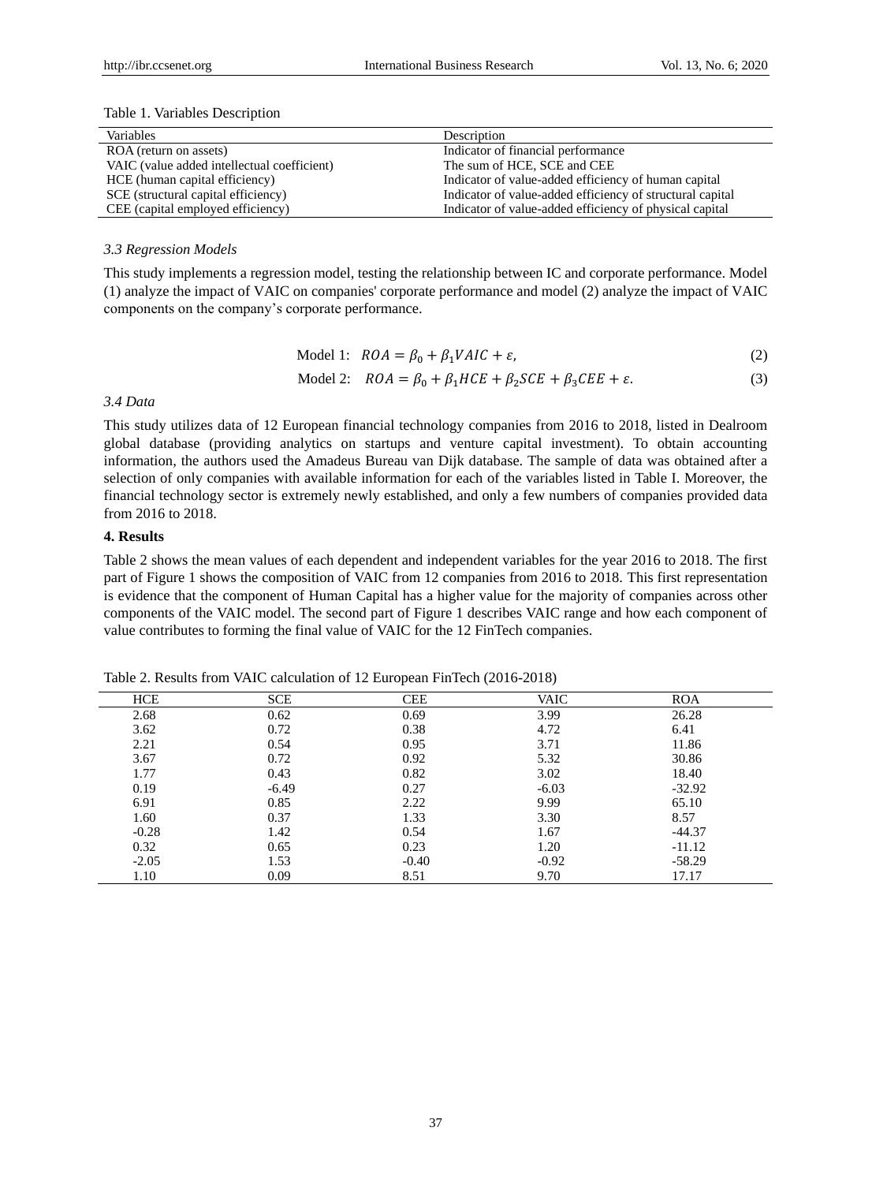Table 1. Variables Description

| Variables | Description |
|---|---|
| ROA (return on assets) | Indicator of financial performance |
| VAIC (value added intellectual coefficient) | The sum of HCE, SCE and CEE |
| HCE (human capital efficiency) | Indicator of value-added efficiency of human capital |
| SCE (structural capital efficiency) | Indicator of value-added efficiency of structural capital |
| CEE (capital employed efficiency) | Indicator of value-added efficiency of physical capital |

### *3.3 Regression Models*

This study implements a regression model, testing the relationship between IC and corporate performance. Model (1) analyze the impact of VAIC on companies' corporate performance and model (2) analyze the impact of VAIC components on the company's corporate performance.

$$\text{Model 1:} \quad ROA = \beta_0 + \beta_1 VAIC + \varepsilon, \tag{2}$$

$$\text{Model 2:} \quad ROA = \beta_0 + \beta_1 HCE + \beta_2 SCE + \beta_3 CEE + \varepsilon. \tag{3}$$

### *3.4 Data*

This study utilizes data of 12 European financial technology companies from 2016 to 2018, listed in Dealroom global database (providing analytics on startups and venture capital investment). To obtain accounting information, the authors used the Amadeus Bureau van Dijk database. The sample of data was obtained after a selection of only companies with available information for each of the variables listed in Table I. Moreover, the financial technology sector is extremely newly established, and only a few numbers of companies provided data from 2016 to 2018.

## 4. Results

Table 2 shows the mean values of each dependent and independent variables for the year 2016 to 2018. The first part of Figure 1 shows the composition of VAIC from 12 companies from 2016 to 2018. This first representation is evidence that the component of Human Capital has a higher value for the majority of companies across other components of the VAIC model. The second part of Figure 1 describes VAIC range and how each component of value contributes to forming the final value of VAIC for the 12 FinTech companies.

Table 2. Results from VAIC calculation of 12 European FinTech (2016-2018)

| HCE | SCE | CEE | VAIC | ROA |
|---|---|---|---|---|
| 2.68 | 0.62 | 0.69 | 3.99 | 26.28 |
| 3.62 | 0.72 | 0.38 | 4.72 | 6.41 |
| 2.21 | 0.54 | 0.95 | 3.71 | 11.86 |
| 3.67 | 0.72 | 0.92 | 5.32 | 30.86 |
| 1.77 | 0.43 | 0.82 | 3.02 | 18.40 |
| 0.19 | -6.49 | 0.27 | -6.03 | -32.92 |
| 6.91 | 0.85 | 2.22 | 9.99 | 65.10 |
| 1.60 | 0.37 | 1.33 | 3.30 | 8.57 |
| -0.28 | 1.42 | 0.54 | 1.67 | -44.37 |
| 0.32 | 0.65 | 0.23 | 1.20 | -11.12 |
| -2.05 | 1.53 | -0.40 | -0.92 | -58.29 |
| 1.10 | 0.09 | 8.51 | 9.70 | 17.17 |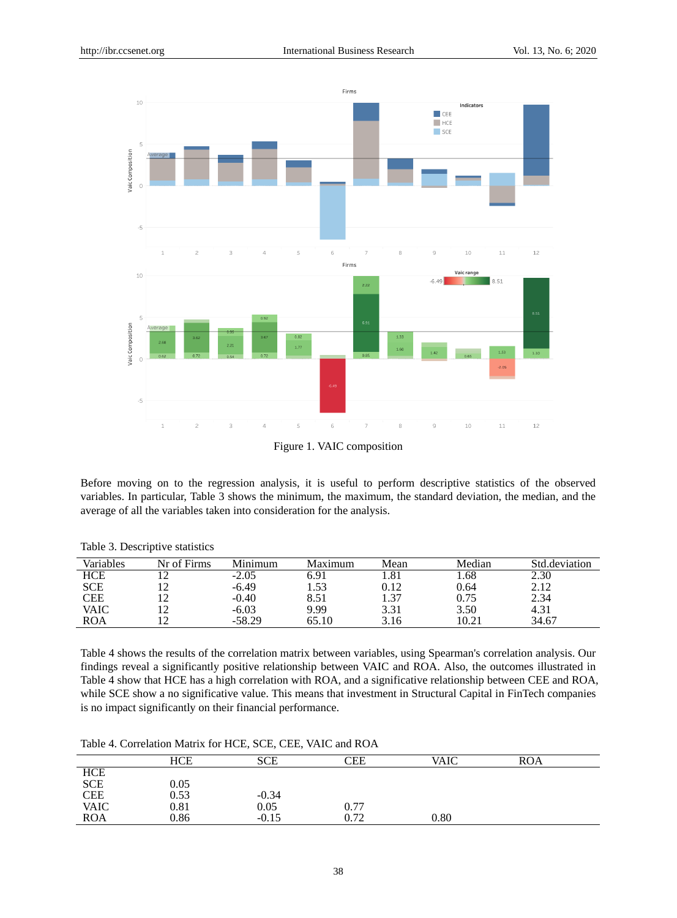Figure 1. VAIC composition

Before moving on to the regression analysis, it is useful to perform descriptive statistics of the observed variables. In particular, Table 3 shows the minimum, the maximum, the standard deviation, the median, and the average of all the variables taken into consideration for the analysis.

Table 3. Descriptive statistics

| Variables | Nr of Firms | Minimum | Maximum | Mean | Median | Std.deviation |
|---|---|---|---|---|---|---|
| HCE | 12 | -2.05 | 6.91 | 1.81 | 1.68 | 2.30 |
| SCE | 12 | -6.49 | 1.53 | 0.12 | 0.64 | 2.12 |
| CEE | 12 | -0.40 | 8.51 | 1.37 | 0.75 | 2.34 |
| VAIC | 12 | -6.03 | 9.99 | 3.31 | 3.50 | 4.31 |
| ROA | 12 | -58.29 | 65.10 | 3.16 | 10.21 | 34.67 |

Table 4 shows the results of the correlation matrix between variables, using Spearman's correlation analysis. Our findings reveal a significantly positive relationship between VAIC and ROA. Also, the outcomes illustrated in Table 4 show that HCE has a high correlation with ROA, and a significative relationship between CEE and ROA, while SCE show a no significative value. This means that investment in Structural Capital in FinTech companies is no impact significantly on their financial performance.

Table 4. Correlation Matrix for HCE, SCE, CEE, VAIC and ROA

| | HCE | SCE | CEE | VAIC | ROA |
|---|---|---|---|---|---|
| HCE | | | | | |
| SCE | 0.05 | | | | |
| CEE | 0.53 | -0.34 | | | |
| VAIC | 0.81 | 0.05 | 0.77 | | |
| ROA | 0.86 | -0.15 | 0.72 | 0.80 | |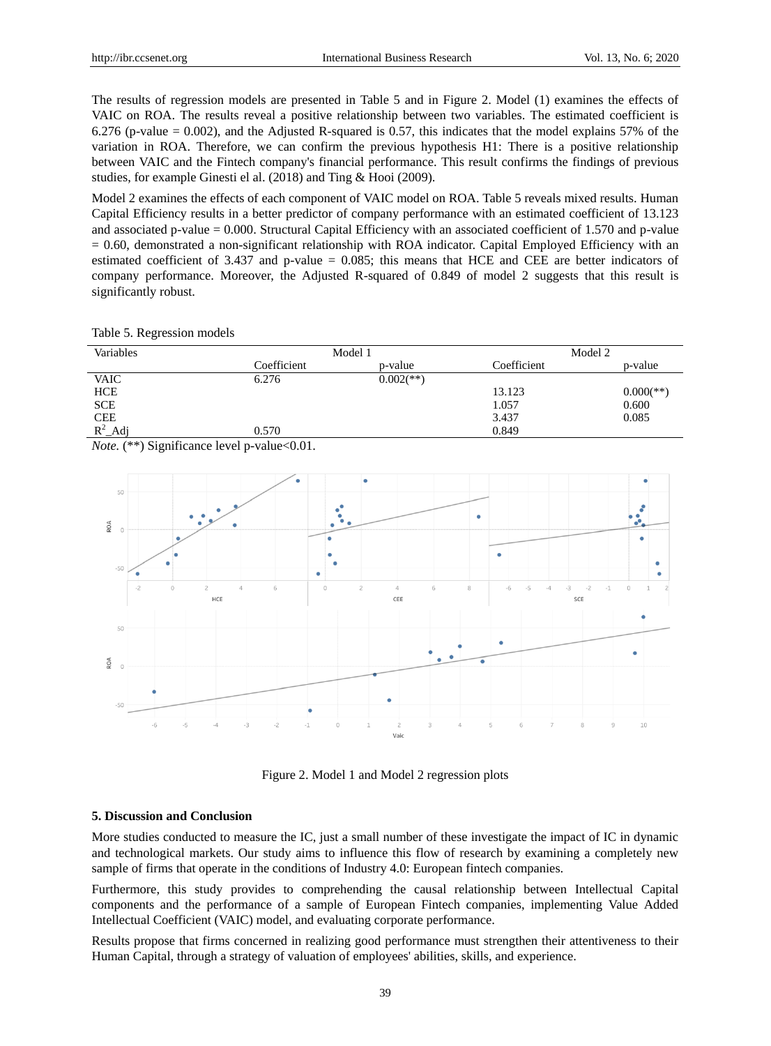The results of regression models are presented in Table 5 and in Figure 2. Model (1) examines the effects of VAIC on ROA. The results reveal a positive relationship between two variables. The estimated coefficient is 6.276 (p-value = 0.002), and the Adjusted R-squared is 0.57, this indicates that the model explains 57% of the variation in ROA. Therefore, we can confirm the previous hypothesis H1: There is a positive relationship between VAIC and the Fintech company's financial performance. This result confirms the findings of previous studies, for example Ginesti el al. (2018) and Ting & Hooi (2009).

Model 2 examines the effects of each component of VAIC model on ROA. Table 5 reveals mixed results. Human Capital Efficiency results in a better predictor of company performance with an estimated coefficient of 13.123 and associated p-value = 0.000. Structural Capital Efficiency with an associated coefficient of 1.570 and p-value = 0.60, demonstrated a non-significant relationship with ROA indicator. Capital Employed Efficiency with an estimated coefficient of 3.437 and p-value = 0.085; this means that HCE and CEE are better indicators of company performance. Moreover, the Adjusted R-squared of 0.849 of model 2 suggests that this result is significantly robust.

Table 5. Regression models

| Variables | Model 1 | | Model 2 | |
|---|---|---|---|---|
| | Coefficient | p-value | Coefficient | p-value |
| VAIC | 6.276 | 0.002(**) | | |
| HCE | | | 13.123 | 0.000(**) |
| SCE | | | 1.057 | 0.600 |
| CEE | | | 3.437 | 0.085 |
| $R^2$_Adj | 0.570 | | 0.849 | |

*Note.* (**) Significance level p-value<0.01.

Figure 2. Model 1 and Model 2 regression plots

## 5. Discussion and Conclusion

More studies conducted to measure the IC, just a small number of these investigate the impact of IC in dynamic and technological markets. Our study aims to influence this flow of research by examining a completely new sample of firms that operate in the conditions of Industry 4.0: European fintech companies.

Furthermore, this study provides to comprehending the causal relationship between Intellectual Capital components and the performance of a sample of European Fintech companies, implementing Value Added Intellectual Coefficient (VAIC) model, and evaluating corporate performance.

Results propose that firms concerned in realizing good performance must strengthen their attentiveness to their Human Capital, through a strategy of valuation of employees' abilities, skills, and experience.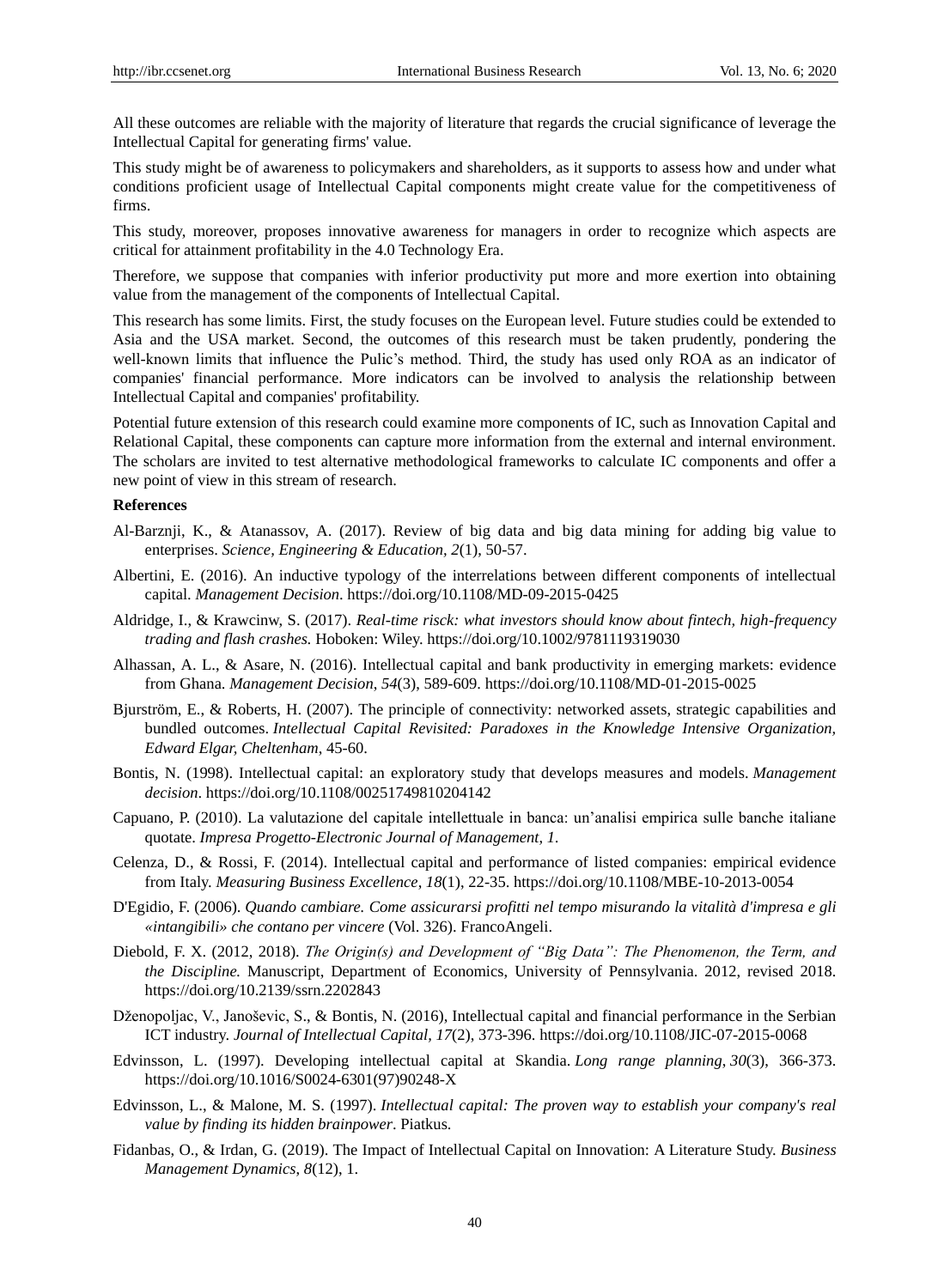All these outcomes are reliable with the majority of literature that regards the crucial significance of leverage the Intellectual Capital for generating firms' value.

This study might be of awareness to policymakers and shareholders, as it supports to assess how and under what conditions proficient usage of Intellectual Capital components might create value for the competitiveness of firms.

This study, moreover, proposes innovative awareness for managers in order to recognize which aspects are critical for attainment profitability in the 4.0 Technology Era.

Therefore, we suppose that companies with inferior productivity put more and more exertion into obtaining value from the management of the components of Intellectual Capital.

This research has some limits. First, the study focuses on the European level. Future studies could be extended to Asia and the USA market. Second, the outcomes of this research must be taken prudently, pondering the well-known limits that influence the Pulic's method. Third, the study has used only ROA as an indicator of companies' financial performance. More indicators can be involved to analysis the relationship between Intellectual Capital and companies' profitability.

Potential future extension of this research could examine more components of IC, such as Innovation Capital and Relational Capital, these components can capture more information from the external and internal environment. The scholars are invited to test alternative methodological frameworks to calculate IC components and offer a new point of view in this stream of research.

**References**

Al-Barznji, K., & Atanassov, A. (2017). Review of big data and big data mining for adding big value to enterprises. *Science, Engineering & Education, 2*(1), 50-57.

Albertini, E. (2016). An inductive typology of the interrelations between different components of intellectual capital. *Management Decision*. https://doi.org/10.1108/MD-09-2015-0425

Aldridge, I., & Krawcinw, S. (2017). *Real-time risck: what investors should know about fintech, high-frequency trading and flash crashes.* Hoboken: Wiley. https://doi.org/10.1002/9781119319030

Alhassan, A. L., & Asare, N. (2016). Intellectual capital and bank productivity in emerging markets: evidence from Ghana. *Management Decision, 54*(3), 589-609. https://doi.org/10.1108/MD-01-2015-0025

Bjurström, E., & Roberts, H. (2007). The principle of connectivity: networked assets, strategic capabilities and bundled outcomes. *Intellectual Capital Revisited: Paradoxes in the Knowledge Intensive Organization, Edward Elgar, Cheltenham*, 45-60.

Bontis, N. (1998). Intellectual capital: an exploratory study that develops measures and models. *Management decision*. https://doi.org/10.1108/00251749810204142

Capuano, P. (2010). La valutazione del capitale intellettuale in banca: un'analisi empirica sulle banche italiane quotate. *Impresa Progetto-Electronic Journal of Management, 1.*

Celenza, D., & Rossi, F. (2014). Intellectual capital and performance of listed companies: empirical evidence from Italy. *Measuring Business Excellence, 18*(1), 22-35. https://doi.org/10.1108/MBE-10-2013-0054

D'Egidio, F. (2006). *Quando cambiare. Come assicurarsi profitti nel tempo misurando la vitalità d'impresa e gli «intangibili» che contano per vincere* (Vol. 326). FrancoAngeli.

Diebold, F. X. (2012, 2018). *The Origin(s) and Development of "Big Data": The Phenomenon, the Term, and the Discipline.* Manuscript, Department of Economics, University of Pennsylvania. 2012, revised 2018. https://doi.org/10.2139/ssrn.2202843

Dženopoljac, V., Janoševic, S., & Bontis, N. (2016), Intellectual capital and financial performance in the Serbian ICT industry. *Journal of Intellectual Capital, 17*(2), 373-396. https://doi.org/10.1108/JIC-07-2015-0068

Edvinsson, L. (1997). Developing intellectual capital at Skandia. *Long range planning, 30*(3), 366-373. https://doi.org/10.1016/S0024-6301(97)90248-X

Edvinsson, L., & Malone, M. S. (1997). *Intellectual capital: The proven way to establish your company's real value by finding its hidden brainpower*. Piatkus.

Fidanbas, O., & Irdan, G. (2019). The Impact of Intellectual Capital on Innovation: A Literature Study. *Business Management Dynamics, 8*(12), 1.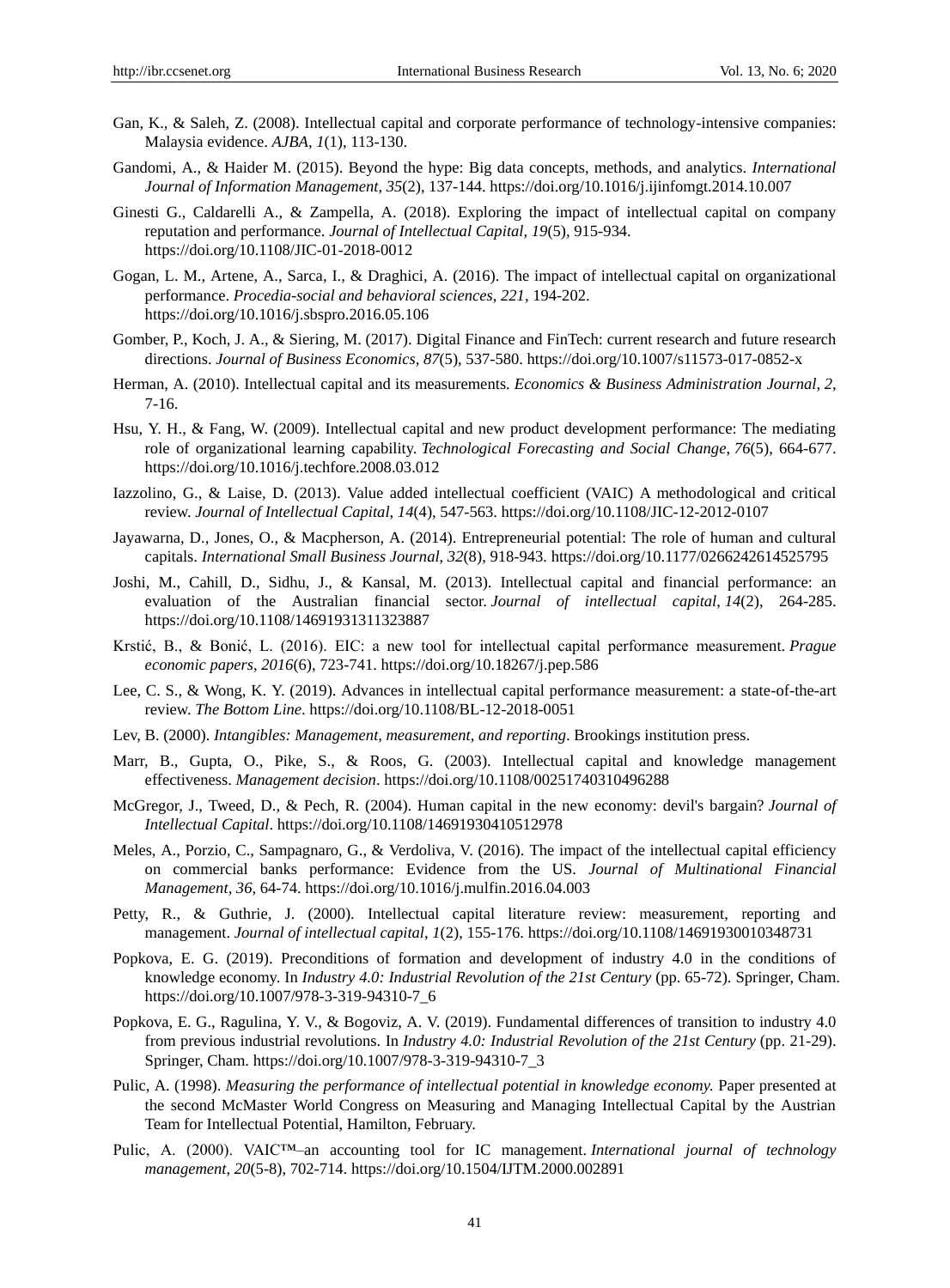Gan, K., & Saleh, Z. (2008). Intellectual capital and corporate performance of technology-intensive companies: Malaysia evidence. *AJBA*, *1*(1), 113-130.

Gandomi, A., & Haider M. (2015). Beyond the hype: Big data concepts, methods, and analytics. *International Journal of Information Management*, *35*(2), 137-144. https://doi.org/10.1016/j.ijinfomgt.2014.10.007

Ginesti G., Caldarelli A., & Zampella, A. (2018). Exploring the impact of intellectual capital on company reputation and performance. *Journal of Intellectual Capital*, *19*(5), 915-934. https://doi.org/10.1108/JIC-01-2018-0012

Gogan, L. M., Artene, A., Sarca, I., & Draghici, A. (2016). The impact of intellectual capital on organizational performance. *Procedia-social and behavioral sciences*, *221*, 194-202. https://doi.org/10.1016/j.sbspro.2016.05.106

Gomber, P., Koch, J. A., & Siering, M. (2017). Digital Finance and FinTech: current research and future research directions. *Journal of Business Economics*, *87*(5), 537-580. https://doi.org/10.1007/s11573-017-0852-x

Herman, A. (2010). Intellectual capital and its measurements. *Economics & Business Administration Journal*, *2*, 7-16.

Hsu, Y. H., & Fang, W. (2009). Intellectual capital and new product development performance: The mediating role of organizational learning capability. *Technological Forecasting and Social Change*, *76*(5), 664-677. https://doi.org/10.1016/j.techfore.2008.03.012

Iazzolino, G., & Laise, D. (2013). Value added intellectual coefficient (VAIC) A methodological and critical review. *Journal of Intellectual Capital*, *14*(4), 547-563. https://doi.org/10.1108/JIC-12-2012-0107

Jayawarna, D., Jones, O., & Macpherson, A. (2014). Entrepreneurial potential: The role of human and cultural capitals. *International Small Business Journal*, *32*(8), 918-943. https://doi.org/10.1177/0266242614525795

Joshi, M., Cahill, D., Sidhu, J., & Kansal, M. (2013). Intellectual capital and financial performance: an evaluation of the Australian financial sector. *Journal of intellectual capital*, *14*(2), 264-285. https://doi.org/10.1108/14691931311323887

Krstić, B., & Bonić, L. (2016). EIC: a new tool for intellectual capital performance measurement. *Prague economic papers*, *2016*(6), 723-741. https://doi.org/10.18267/j.pep.586

Lee, C. S., & Wong, K. Y. (2019). Advances in intellectual capital performance measurement: a state-of-the-art review. *The Bottom Line*. https://doi.org/10.1108/BL-12-2018-0051

Lev, B. (2000). *Intangibles: Management, measurement, and reporting*. Brookings institution press.

Marr, B., Gupta, O., Pike, S., & Roos, G. (2003). Intellectual capital and knowledge management effectiveness. *Management decision*. https://doi.org/10.1108/00251740310496288

McGregor, J., Tweed, D., & Pech, R. (2004). Human capital in the new economy: devil's bargain? *Journal of Intellectual Capital*. https://doi.org/10.1108/14691930410512978

Meles, A., Porzio, C., Sampagnaro, G., & Verdoliva, V. (2016). The impact of the intellectual capital efficiency on commercial banks performance: Evidence from the US. *Journal of Multinational Financial Management*, *36*, 64-74. https://doi.org/10.1016/j.mulfin.2016.04.003

Petty, R., & Guthrie, J. (2000). Intellectual capital literature review: measurement, reporting and management. *Journal of intellectual capital*, *1*(2), 155-176. https://doi.org/10.1108/14691930010348731

Popkova, E. G. (2019). Preconditions of formation and development of industry 4.0 in the conditions of knowledge economy. In *Industry 4.0: Industrial Revolution of the 21st Century* (pp. 65-72). Springer, Cham. https://doi.org/10.1007/978-3-319-94310-7_6

Popkova, E. G., Ragulina, Y. V., & Bogoviz, A. V. (2019). Fundamental differences of transition to industry 4.0 from previous industrial revolutions. In *Industry 4.0: Industrial Revolution of the 21st Century* (pp. 21-29). Springer, Cham. https://doi.org/10.1007/978-3-319-94310-7_3

Pulic, A. (1998). *Measuring the performance of intellectual potential in knowledge economy.* Paper presented at the second McMaster World Congress on Measuring and Managing Intellectual Capital by the Austrian Team for Intellectual Potential, Hamilton, February.

Pulic, A. (2000). VAIC™–an accounting tool for IC management. *International journal of technology management*, *20*(5-8), 702-714. https://doi.org/10.1504/IJTM.2000.002891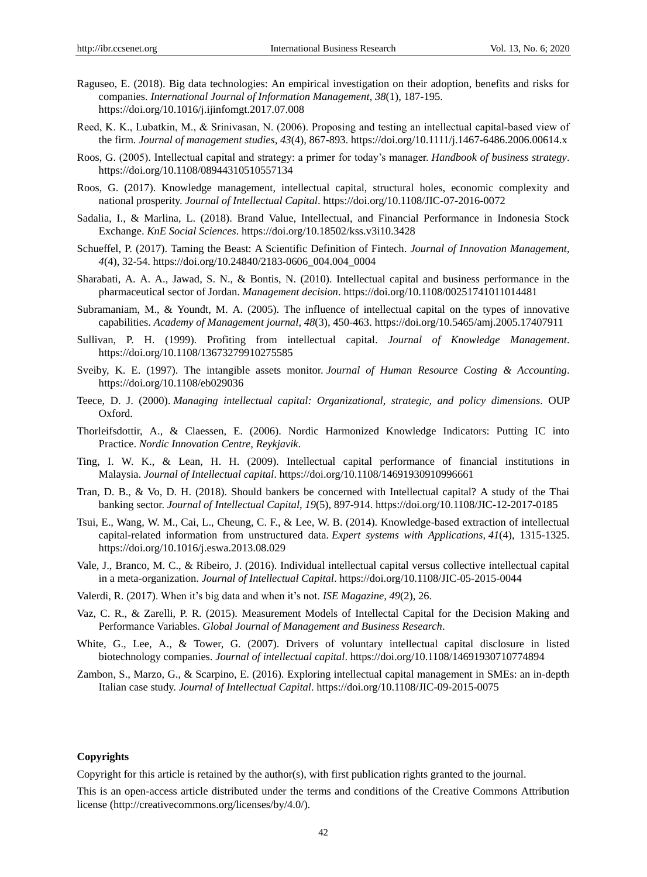Raguseo, E. (2018). Big data technologies: An empirical investigation on their adoption, benefits and risks for companies. *International Journal of Information Management*, *38*(1), 187-195. https://doi.org/10.1016/j.ijinfomgt.2017.07.008

Reed, K. K., Lubatkin, M., & Srinivasan, N. (2006). Proposing and testing an intellectual capital-based view of the firm. *Journal of management studies*, *43*(4), 867-893. https://doi.org/10.1111/j.1467-6486.2006.00614.x

Roos, G. (2005). Intellectual capital and strategy: a primer for today's manager. *Handbook of business strategy*. https://doi.org/10.1108/08944310510557134

Roos, G. (2017). Knowledge management, intellectual capital, structural holes, economic complexity and national prosperity. *Journal of Intellectual Capital*. https://doi.org/10.1108/JIC-07-2016-0072

Sadalia, I., & Marlina, L. (2018). Brand Value, Intellectual, and Financial Performance in Indonesia Stock Exchange. *KnE Social Sciences*. https://doi.org/10.18502/kss.v3i10.3428

Schueffel, P. (2017). Taming the Beast: A Scientific Definition of Fintech. *Journal of Innovation Management*, *4*(4), 32-54. https://doi.org/10.24840/2183-0606_004.004_0004

Sharabati, A. A. A., Jawad, S. N., & Bontis, N. (2010). Intellectual capital and business performance in the pharmaceutical sector of Jordan. *Management decision*. https://doi.org/10.1108/00251741011014481

Subramaniam, M., & Youndt, M. A. (2005). The influence of intellectual capital on the types of innovative capabilities. *Academy of Management journal*, *48*(3), 450-463. https://doi.org/10.5465/amj.2005.17407911

Sullivan, P. H. (1999). Profiting from intellectual capital. *Journal of Knowledge Management*. https://doi.org/10.1108/13673279910275585

Sveiby, K. E. (1997). The intangible assets monitor. *Journal of Human Resource Costing & Accounting*. https://doi.org/10.1108/eb029036

Teece, D. J. (2000). *Managing intellectual capital: Organizational, strategic, and policy dimensions*. OUP Oxford.

Thorleifsdottir, A., & Claessen, E. (2006). Nordic Harmonized Knowledge Indicators: Putting IC into Practice. *Nordic Innovation Centre, Reykjavik*.

Ting, I. W. K., & Lean, H. H. (2009). Intellectual capital performance of financial institutions in Malaysia. *Journal of Intellectual capital*. https://doi.org/10.1108/14691930910996661

Tran, D. B., & Vo, D. H. (2018). Should bankers be concerned with Intellectual capital? A study of the Thai banking sector. *Journal of Intellectual Capital*, *19*(5), 897-914. https://doi.org/10.1108/JIC-12-2017-0185

Tsui, E., Wang, W. M., Cai, L., Cheung, C. F., & Lee, W. B. (2014). Knowledge-based extraction of intellectual capital-related information from unstructured data. *Expert systems with Applications*, *41*(4), 1315-1325. https://doi.org/10.1016/j.eswa.2013.08.029

Vale, J., Branco, M. C., & Ribeiro, J. (2016). Individual intellectual capital versus collective intellectual capital in a meta-organization. *Journal of Intellectual Capital*. https://doi.org/10.1108/JIC-05-2015-0044

Valerdi, R. (2017). When it's big data and when it's not. *ISE Magazine, 49*(2), 26.

Vaz, C. R., & Zarelli, P. R. (2015). Measurement Models of Intellectal Capital for the Decision Making and Performance Variables. *Global Journal of Management and Business Research*.

White, G., Lee, A., & Tower, G. (2007). Drivers of voluntary intellectual capital disclosure in listed biotechnology companies. *Journal of intellectual capital*. https://doi.org/10.1108/14691930710774894

Zambon, S., Marzo, G., & Scarpino, E. (2016). Exploring intellectual capital management in SMEs: an in-depth Italian case study. *Journal of Intellectual Capital*. https://doi.org/10.1108/JIC-09-2015-0075

**Copyrights**

Copyright for this article is retained by the author(s), with first publication rights granted to the journal.

This is an open-access article distributed under the terms and conditions of the Creative Commons Attribution license (http://creativecommons.org/licenses/by/4.0/).